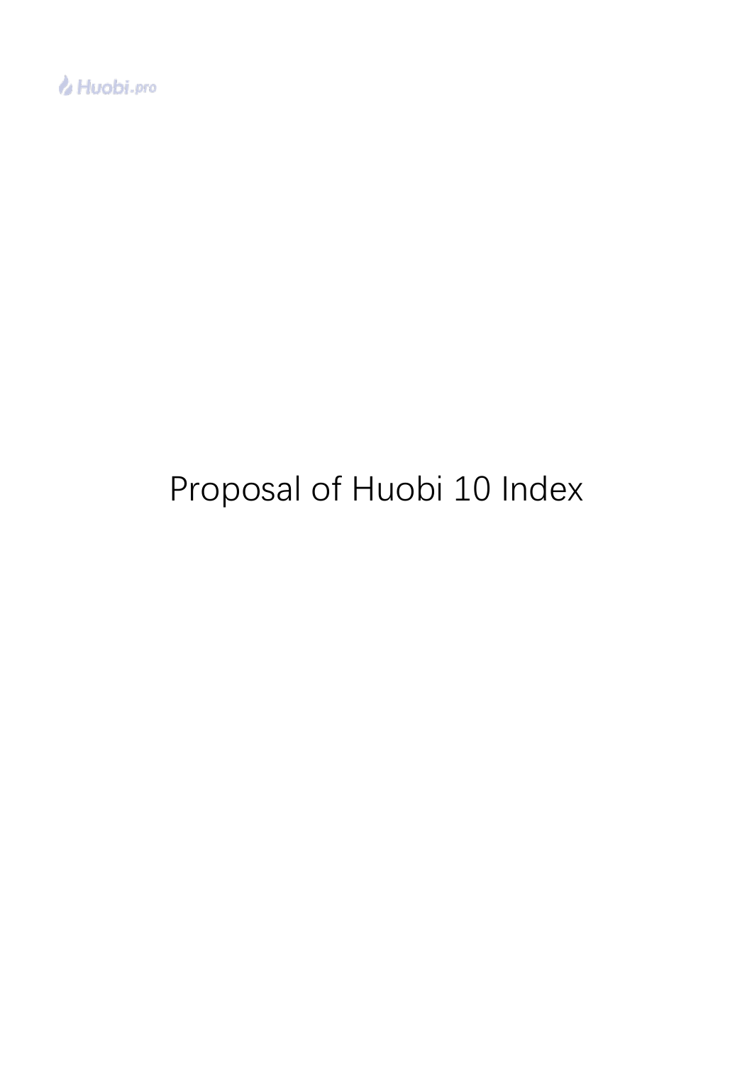# Proposal of Huobi 10 Index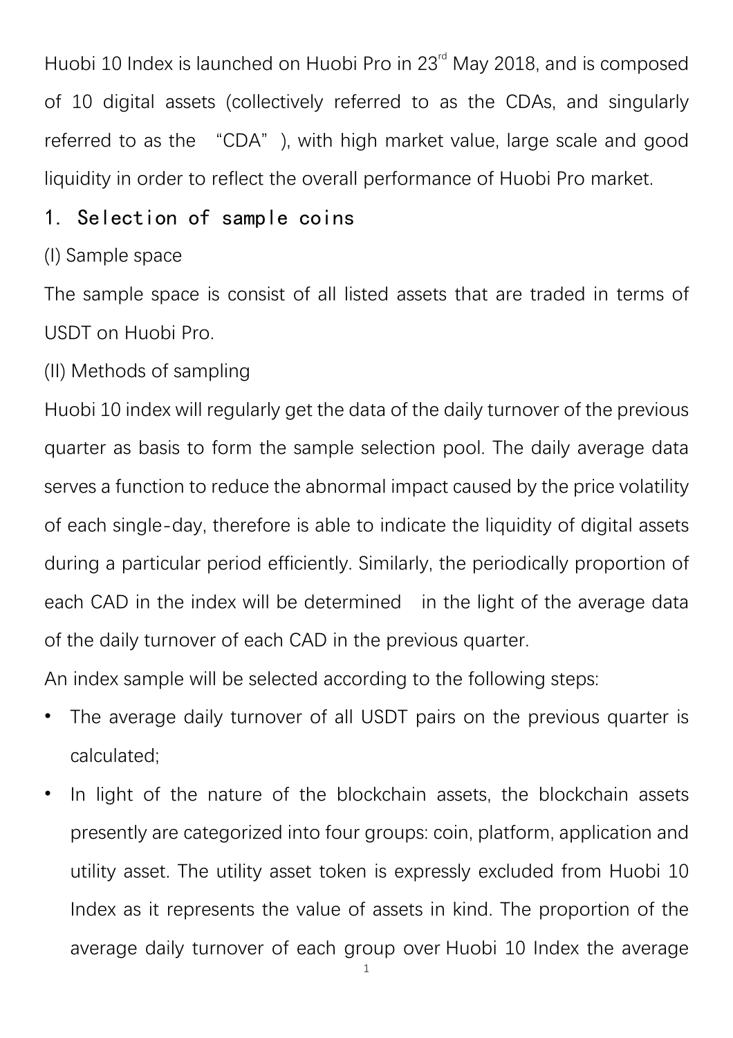Huobi 10 Index is launched on Huobi Pro in 23rd May 2018, and is composed of 10 digital assets (collectively referred to as the CDAs, and singularly referred to as the "CDA"), with high market value, large scale and good liquidity in order to reflect the overall performance of Huobi Pro market.

## 1. Selection of sample coins

(I) Sample space

The sample space is consist of all listed assets that are traded in terms of USDT on Huobi Pro.

(II) Methods of sampling

Huobi 10 index will regularly get the data of the daily turnover of the previous quarter as basis to form the sample selection pool. The daily average data serves a function to reduce the abnormal impact caused by the price volatility of each single-day, therefore is able to indicate the liquidity of digital assets during a particular period efficiently. Similarly, the periodically proportion of each CAD in the index will be determined in the light of the average data of the daily turnover of each CAD in the previous quarter.

An index sample will be selected according to the following steps:

- The average daily turnover of all USDT pairs on the previous quarter is calculated;
- In light of the nature of the blockchain assets, the blockchain assets presently are categorized into four groups: coin, platform, application and utility asset. The utility asset token is expressly excluded from Huobi 10 Index as it represents the value of assets in kind. The proportion of the average daily turnover of each group over Huobi 10 Index the average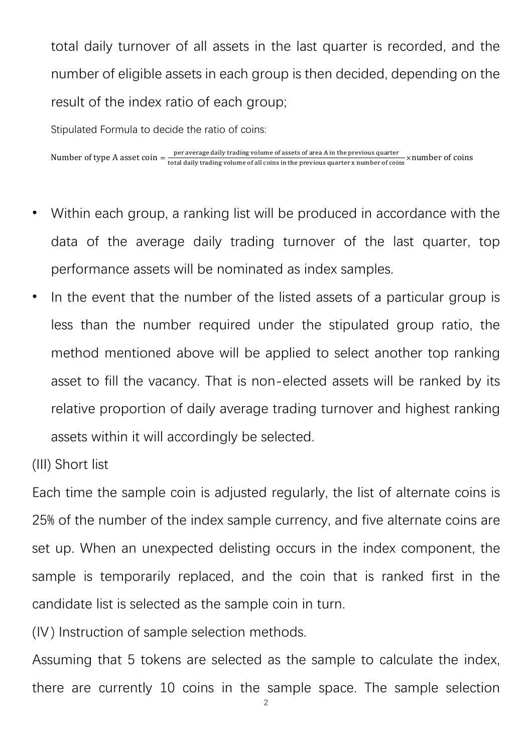total daily turnover of all assets in the last quarter is recorded, and the number of eligible assets in each group is then decided, depending on the result of the index ratio of each group;

Stipulated Formula to decide the ratio of coins:

$$\text{Number of type A asset coin} = \frac{\text{per average daily trading volume of assets of area A in the previous quarter}}{\text{total daily trading volume of all coins in the previous quarter x number of coins}} \times \text{number of coins}$$

- Within each group, a ranking list will be produced in accordance with the data of the average daily trading turnover of the last quarter, top performance assets will be nominated as index samples.
- In the event that the number of the listed assets of a particular group is less than the number required under the stipulated group ratio, the method mentioned above will be applied to select another top ranking asset to fill the vacancy. That is non-elected assets will be ranked by its relative proportion of daily average trading turnover and highest ranking assets within it will accordingly be selected.

(III) Short list

Each time the sample coin is adjusted regularly, the list of alternate coins is 25% of the number of the index sample currency, and five alternate coins are set up. When an unexpected delisting occurs in the index component, the sample is temporarily replaced, and the coin that is ranked first in the candidate list is selected as the sample coin in turn.

(IV) Instruction of sample selection methods.

Assuming that 5 tokens are selected as the sample to calculate the index, there are currently 10 coins in the sample space. The sample selection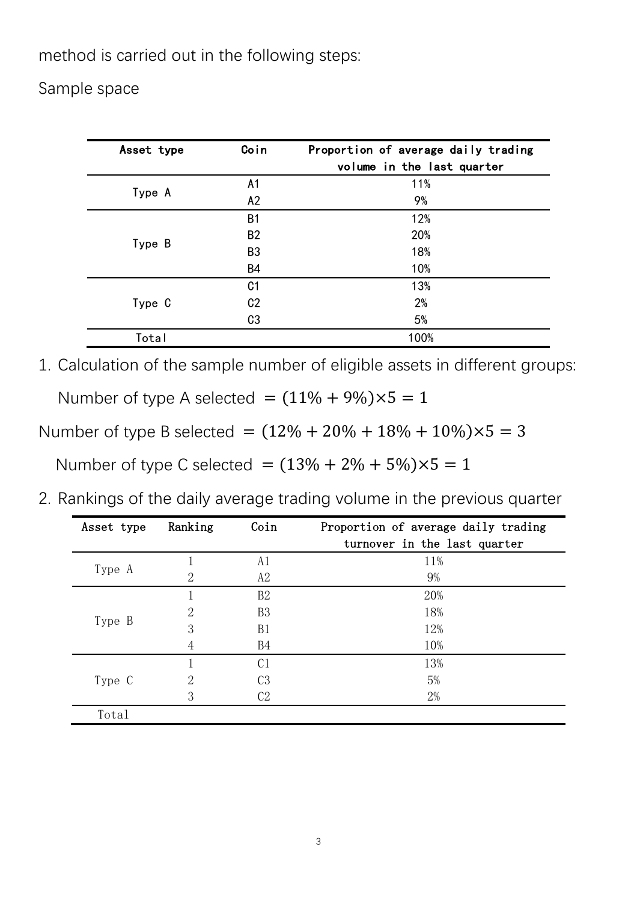method is carried out in the following steps:

Sample space

| Asset type | Coin | Proportion of average daily trading volume in the last quarter |
|---|---|---|
| Type A | A1 | 11% |
| | A2 | 9% |
| Type B | B1 | 12% |
| | B2 | 20% |
| | B3 | 18% |
| | B4 | 10% |
| Type C | C1 | 13% |
| | C2 | 2% |
| | C3 | 5% |
| Total | | 100% |

1. Calculation of the sample number of eligible assets in different groups:

Number of type A selected $= (11\% + 9\%) \times 5 = 1$

Number of type B selected $= (12\% + 20\% + 18\% + 10\%) \times 5 = 3$

Number of type C selected $= (13\% + 2\% + 5\%) \times 5 = 1$

2. Rankings of the daily average trading volume in the previous quarter

| Asset type | Ranking | Coin | Proportion of average daily trading turnover in the last quarter |
|---|---|---|---|
| Type A | 1 | A1 | 11% |
| | 2 | A2 | 9% |
| Type B | 1 | B2 | 20% |
| | 2 | B3 | 18% |
| | 3 | B1 | 12% |
| | 4 | B4 | 10% |
| Type C | 1 | C1 | 13% |
| | 2 | C3 | 5% |
| | 3 | C2 | 2% |
| Total | | | |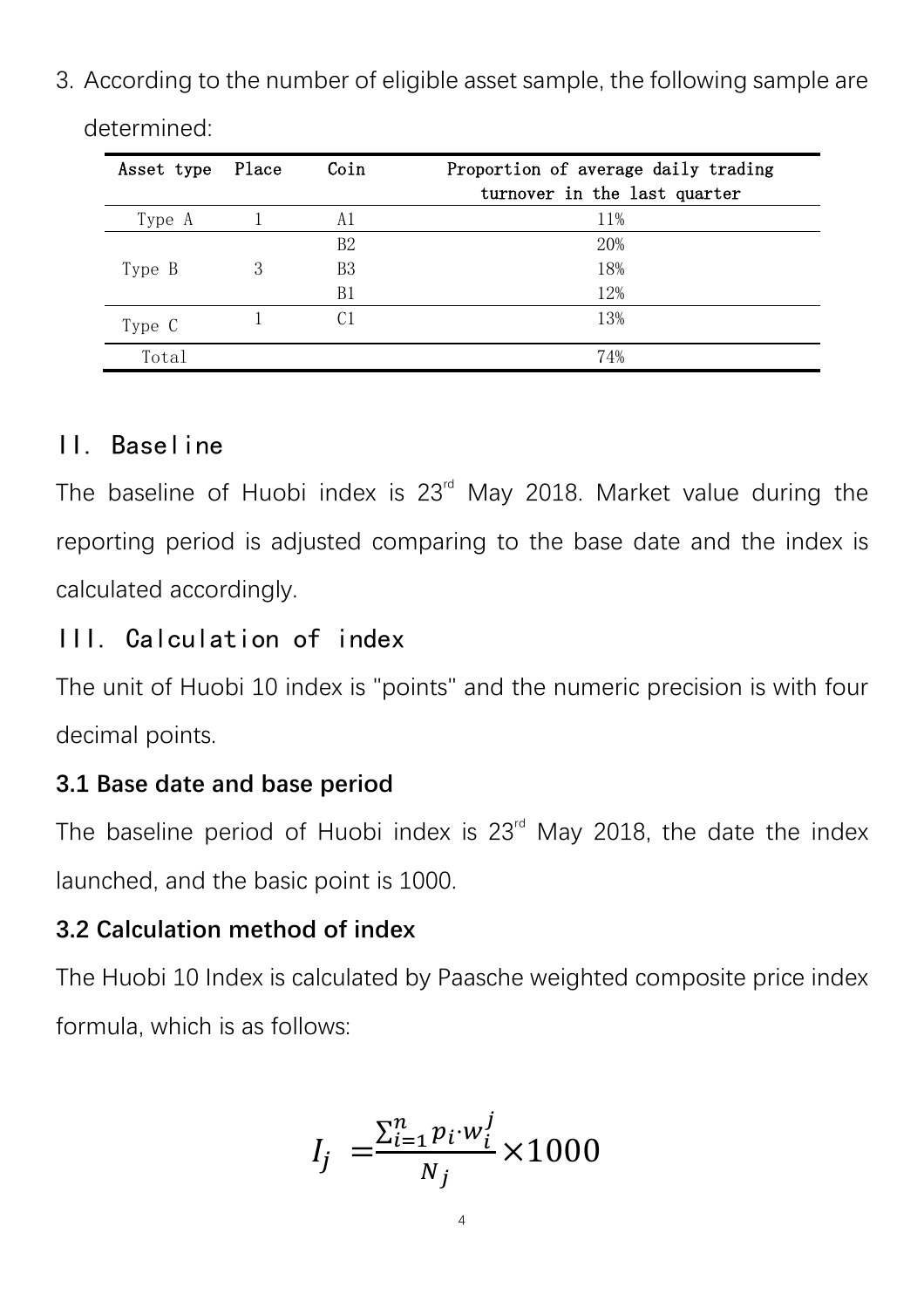3. According to the number of eligible asset sample, the following sample are determined:

| Asset type | Place | Coin | Proportion of average daily trading turnover in the last quarter |
|---|---|---|---|
| Type A | 1 | A1 | 11% |
| Type B | 3 | B2 | 20% |
| | | B3 | 18% |
| | | B1 | 12% |
| Type C | 1 | C1 | 13% |
| Total | | | 74% |

## II. Baseline

The baseline of Huobi index is 23rd May 2018. Market value during the reporting period is adjusted comparing to the base date and the index is calculated accordingly.

## III. Calculation of index

The unit of Huobi 10 index is "points" and the numeric precision is with four decimal points.

### 3.1 Base date and base period

The baseline period of Huobi index is 23rd May 2018, the date the index launched, and the basic point is 1000.

### 3.2 Calculation method of index

The Huobi 10 Index is calculated by Paasche weighted composite price index formula, which is as follows:

$$I_j = \frac{\sum_{i=1}^{n} p_i \cdot w_i^j}{N_j} \times 1000$$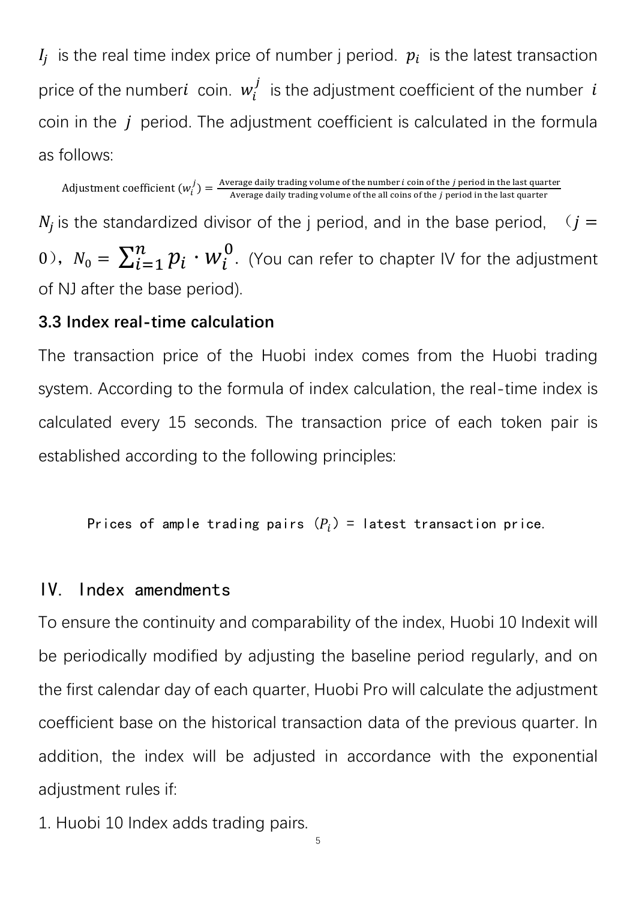$I_j$ is the real time index price of number j period. $p_i$ is the latest transaction price of the number$i$ coin. $w_i^j$ is the adjustment coefficient of the number $i$ coin in the $j$ period. The adjustment coefficient is calculated in the formula as follows:

$$\text{Adjustment coefficient } (w_i^j) = \frac{\text{Average daily trading volume of the number } i \text{ coin of the } j \text{ period in the last quarter}}{\text{Average daily trading volume of the all coins of the } j \text{ period in the last quarter}}$$

$N_j$ is the standardized divisor of the j period, and in the base period, （$j = 0$）, $N_0 = \sum_{i=1}^{n} p_i \cdot w_i^0$. (You can refer to chapter IV for the adjustment of NJ after the base period).

### 3.3 Index real-time calculation

The transaction price of the Huobi index comes from the Huobi trading system. According to the formula of index calculation, the real-time index is calculated every 15 seconds. The transaction price of each token pair is established according to the following principles:

Prices of ample trading pairs （$P_i$） = latest transaction price.

## IV. Index amendments

To ensure the continuity and comparability of the index, Huobi 10 Indexit will be periodically modified by adjusting the baseline period regularly, and on the first calendar day of each quarter, Huobi Pro will calculate the adjustment coefficient base on the historical transaction data of the previous quarter. In addition, the index will be adjusted in accordance with the exponential adjustment rules if:

1. Huobi 10 Index adds trading pairs.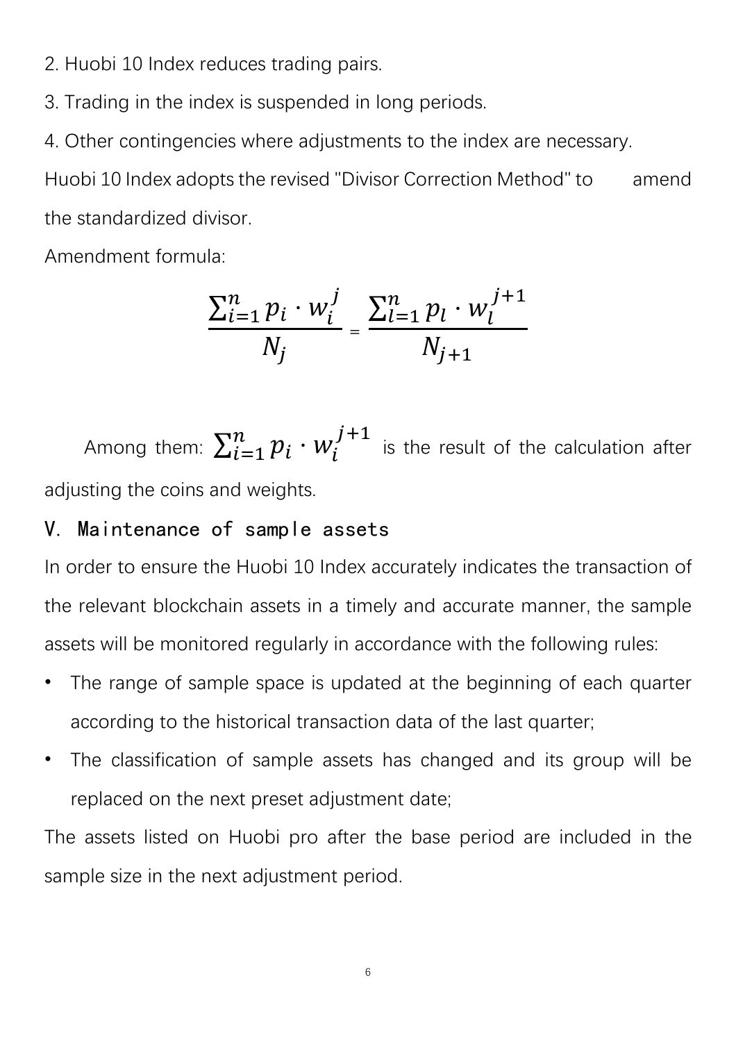2. Huobi 10 Index reduces trading pairs.

3. Trading in the index is suspended in long periods.

4. Other contingencies where adjustments to the index are necessary.

Huobi 10 Index adopts the revised "Divisor Correction Method" to amend the standardized divisor.

Amendment formula:

$$\frac{\sum_{i=1}^{n} p_i \cdot w_i^j}{N_j} = \frac{\sum_{l=1}^{n} p_l \cdot w_l^{j+1}}{N_{j+1}}$$

Among them: $\sum_{i=1}^{n} p_i \cdot w_i^{j+1}$ is the result of the calculation after adjusting the coins and weights.

## V. Maintenance of sample assets

In order to ensure the Huobi 10 Index accurately indicates the transaction of the relevant blockchain assets in a timely and accurate manner, the sample assets will be monitored regularly in accordance with the following rules:

- The range of sample space is updated at the beginning of each quarter according to the historical transaction data of the last quarter;
- The classification of sample assets has changed and its group will be replaced on the next preset adjustment date;

The assets listed on Huobi pro after the base period are included in the sample size in the next adjustment period.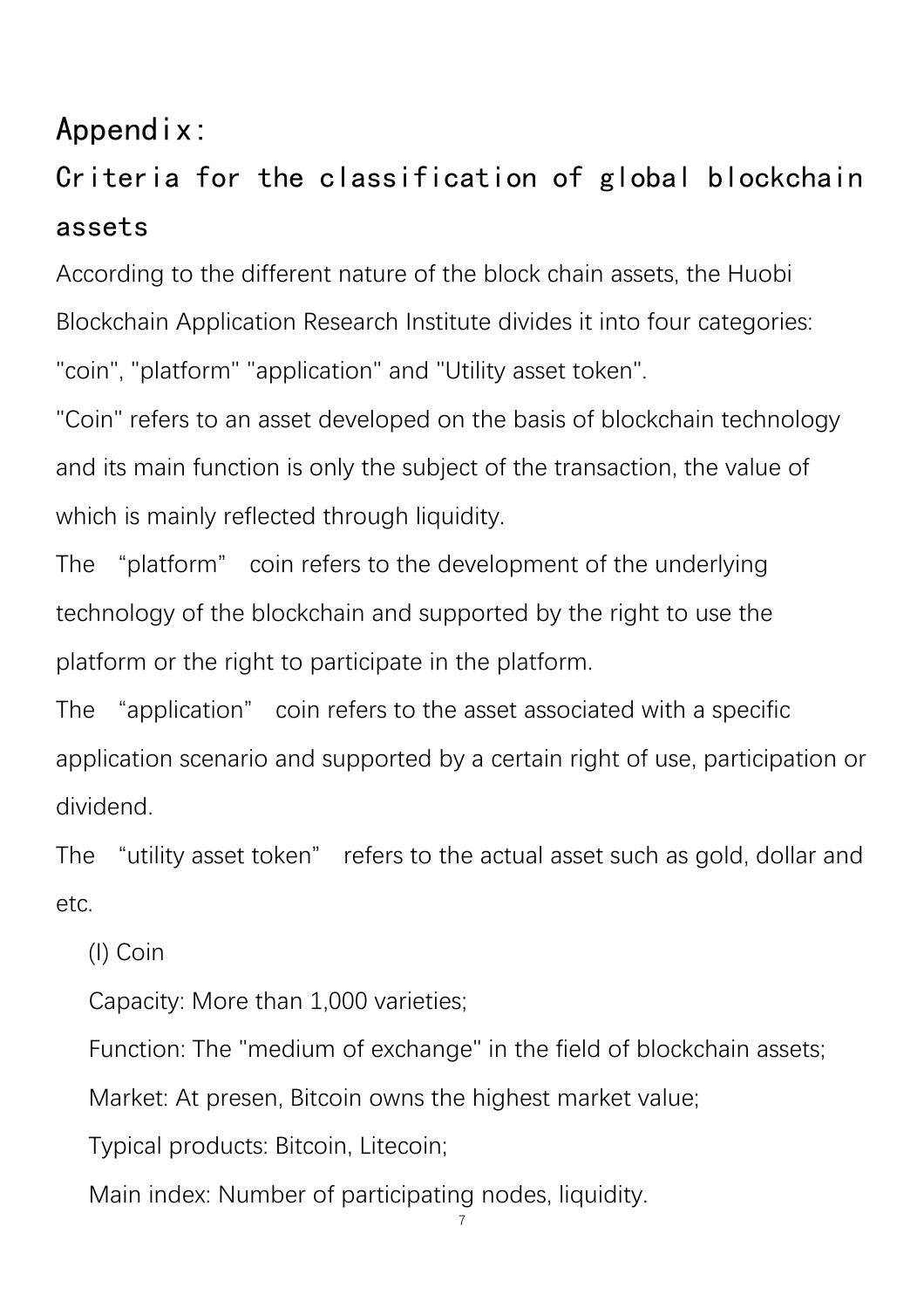# Appendix:

## Criteria for the classification of global blockchain assets

According to the different nature of the block chain assets, the Huobi Blockchain Application Research Institute divides it into four categories: "coin", "platform" "application" and "Utility asset token".

"Coin" refers to an asset developed on the basis of blockchain technology and its main function is only the subject of the transaction, the value of which is mainly reflected through liquidity.

The "platform" coin refers to the development of the underlying technology of the blockchain and supported by the right to use the platform or the right to participate in the platform.

The "application" coin refers to the asset associated with a specific application scenario and supported by a certain right of use, participation or dividend.

The "utility asset token" refers to the actual asset such as gold, dollar and etc.

(I) Coin

Capacity: More than 1,000 varieties;

Function: The "medium of exchange" in the field of blockchain assets;

Market: At presen, Bitcoin owns the highest market value;

Typical products: Bitcoin, Litecoin;

Main index: Number of participating nodes, liquidity.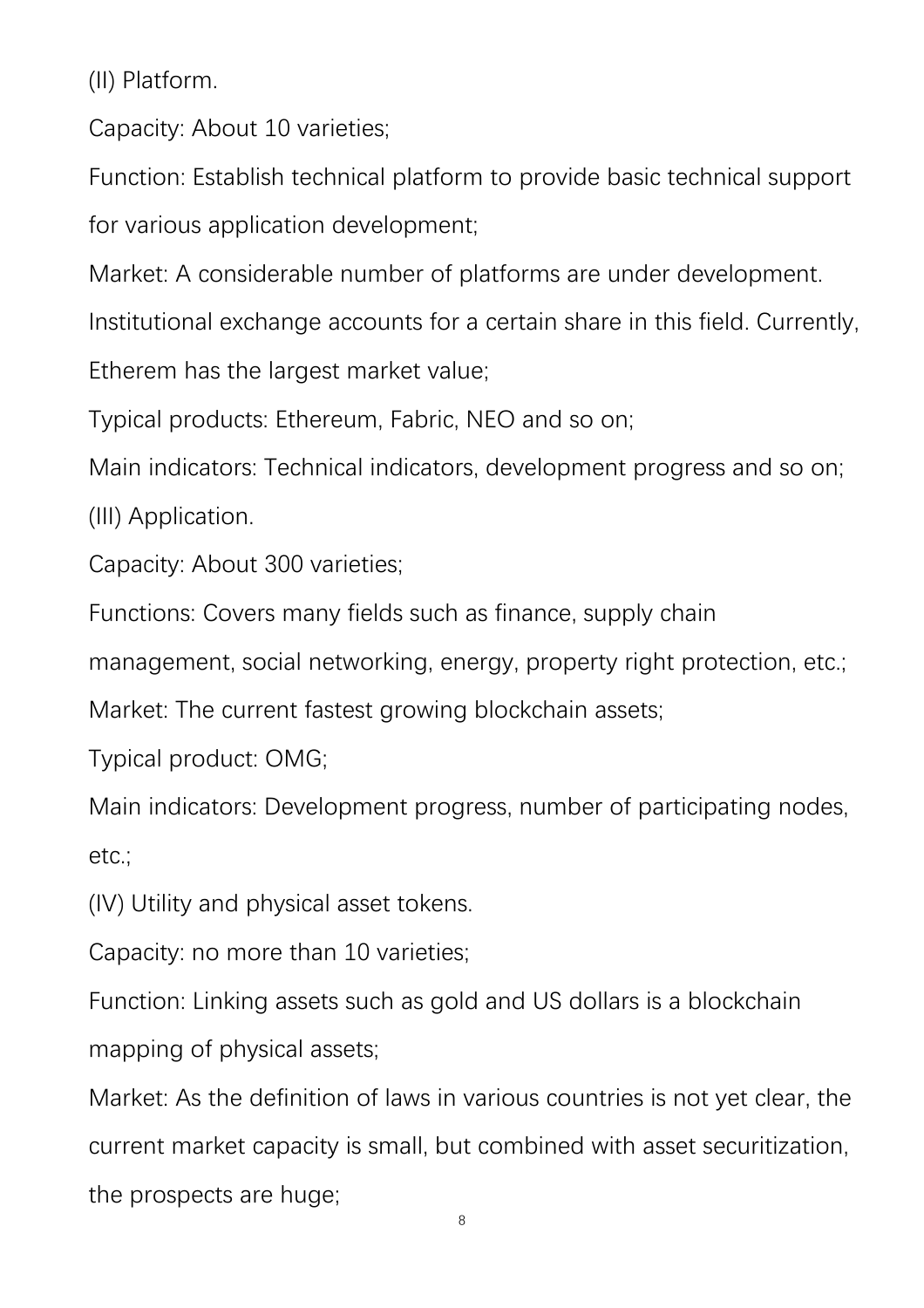(II) Platform.

Capacity: About 10 varieties;

Function: Establish technical platform to provide basic technical support for various application development;

Market: A considerable number of platforms are under development. Institutional exchange accounts for a certain share in this field. Currently, Etherem has the largest market value;

Typical products: Ethereum, Fabric, NEO and so on;

Main indicators: Technical indicators, development progress and so on;

(III) Application.

Capacity: About 300 varieties;

Functions: Covers many fields such as finance, supply chain management, social networking, energy, property right protection, etc.;

Market: The current fastest growing blockchain assets;

Typical product: OMG;

Main indicators: Development progress, number of participating nodes, etc.;

(IV) Utility and physical asset tokens.

Capacity: no more than 10 varieties;

Function: Linking assets such as gold and US dollars is a blockchain mapping of physical assets;

Market: As the definition of laws in various countries is not yet clear, the current market capacity is small, but combined with asset securitization, the prospects are huge;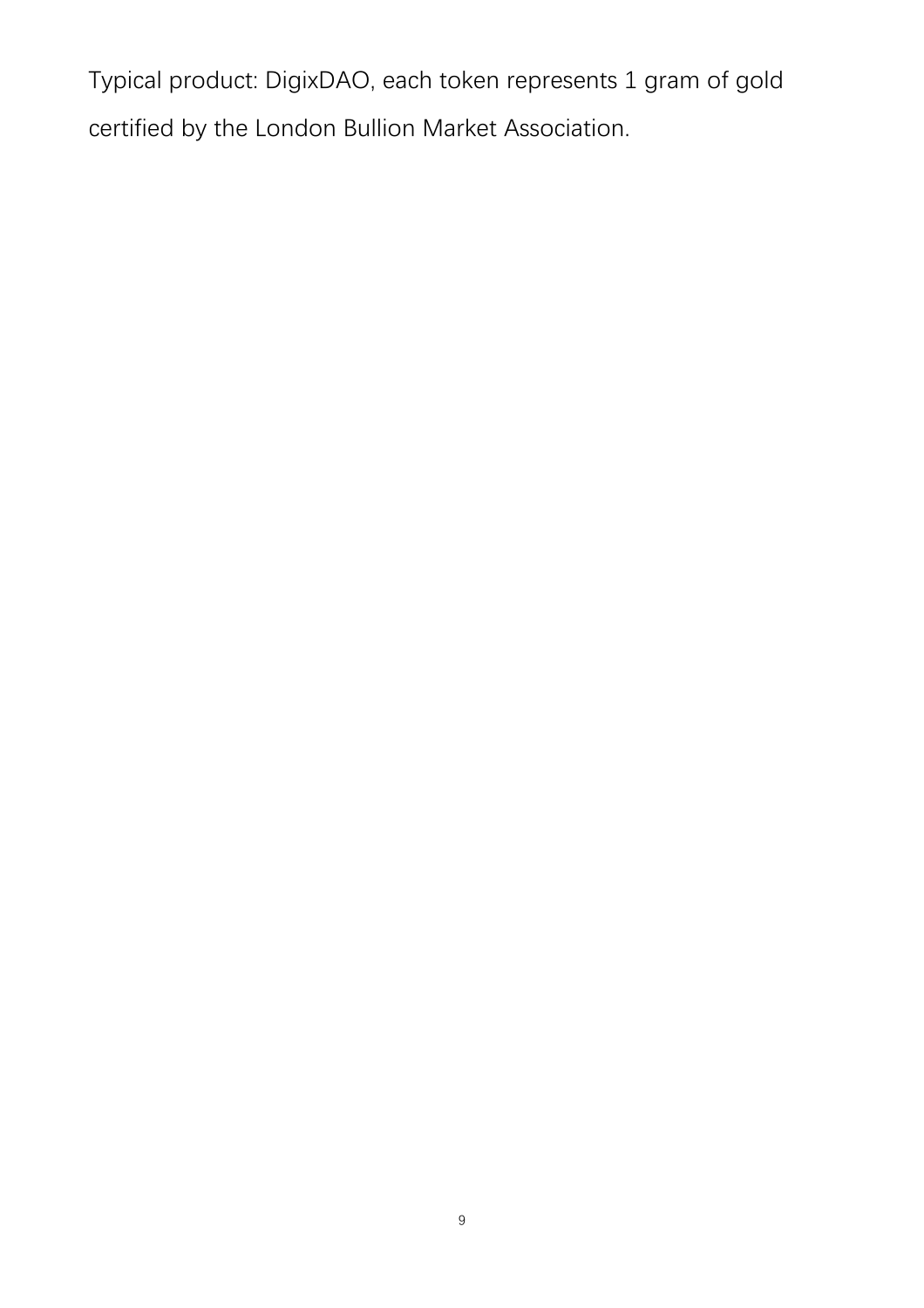Typical product: DigixDAO, each token represents 1 gram of gold certified by the London Bullion Market Association.